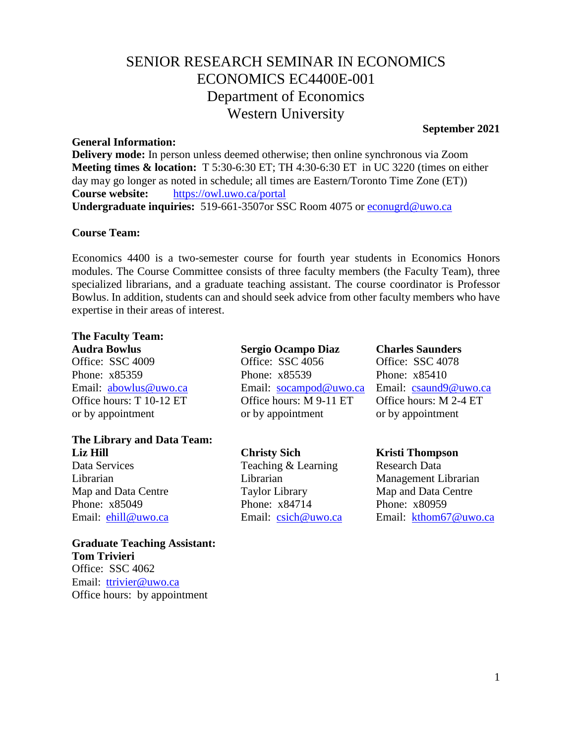# SENIOR RESEARCH SEMINAR IN ECONOMICS
# ECONOMICS EC4400E-001
## Department of Economics
## Western University

**September 2021**

**General Information:**

**Delivery mode:** In person unless deemed otherwise; then online synchronous via Zoom
**Meeting times & location:** T 5:30-6:30 ET; TH 4:30-6:30 ET in UC 3220 (times on either day may go longer as noted in schedule; all times are Eastern/Toronto Time Zone (ET))
**Course website:** https://owl.uwo.ca/portal
**Undergraduate inquiries:** 519-661-3507or SSC Room 4075 or econugrd@uwo.ca

**Course Team:**

Economics 4400 is a two-semester course for fourth year students in Economics Honors modules. The Course Committee consists of three faculty members (the Faculty Team), three specialized librarians, and a graduate teaching assistant. The course coordinator is Professor Bowlus. In addition, students can and should seek advice from other faculty members who have expertise in their areas of interest.

**The Faculty Team:**

**Audra Bowlus**
Office: SSC 4009
Phone: x85359
Email: abowlus@uwo.ca
Office hours: T 10-12 ET
or by appointment

**Sergio Ocampo Diaz**
Office: SSC 4056
Phone: x85539
Email: socampod@uwo.ca
Office hours: M 9-11 ET
or by appointment

**Charles Saunders**
Office: SSC 4078
Phone: x85410
Email: csaund9@uwo.ca
Office hours: M 2-4 ET
or by appointment

**The Library and Data Team:**

**Liz Hill**
Data Services
Librarian
Map and Data Centre
Phone: x85049
Email: ehill@uwo.ca

**Christy Sich**
Teaching & Learning
Librarian
Taylor Library
Phone: x84714
Email: csich@uwo.ca

**Kristi Thompson**
Research Data
Management Librarian
Map and Data Centre
Phone: x80959
Email: kthom67@uwo.ca

**Graduate Teaching Assistant:**
**Tom Trivieri**
Office: SSC 4062
Email: ttrivier@uwo.ca
Office hours: by appointment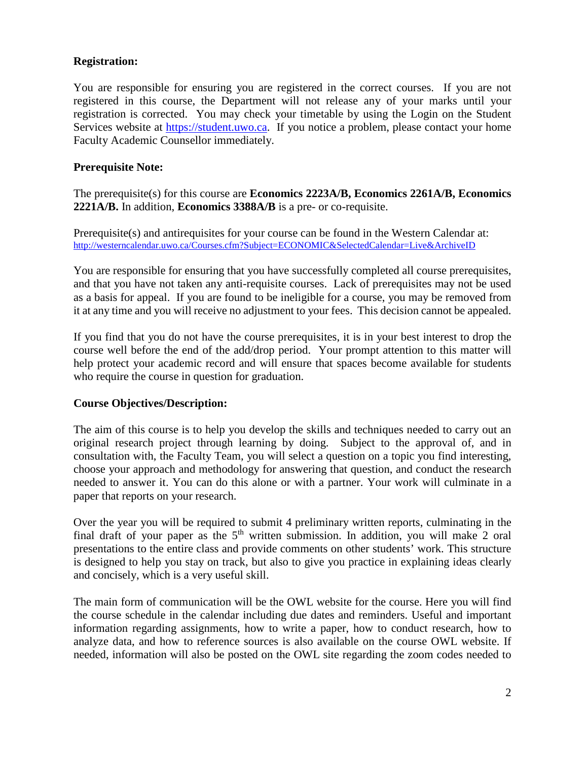**Registration:**

You are responsible for ensuring you are registered in the correct courses. If you are not registered in this course, the Department will not release any of your marks until your registration is corrected. You may check your timetable by using the Login on the Student Services website at https://student.uwo.ca. If you notice a problem, please contact your home Faculty Academic Counsellor immediately.

**Prerequisite Note:**

The prerequisite(s) for this course are **Economics 2223A/B, Economics 2261A/B, Economics 2221A/B.** In addition, **Economics 3388A/B** is a pre- or co-requisite.

Prerequisite(s) and antirequisites for your course can be found in the Western Calendar at:
http://westerncalendar.uwo.ca/Courses.cfm?Subject=ECONOMIC&SelectedCalendar=Live&ArchiveID

You are responsible for ensuring that you have successfully completed all course prerequisites, and that you have not taken any anti-requisite courses. Lack of prerequisites may not be used as a basis for appeal. If you are found to be ineligible for a course, you may be removed from it at any time and you will receive no adjustment to your fees. This decision cannot be appealed.

If you find that you do not have the course prerequisites, it is in your best interest to drop the course well before the end of the add/drop period. Your prompt attention to this matter will help protect your academic record and will ensure that spaces become available for students who require the course in question for graduation.

**Course Objectives/Description:**

The aim of this course is to help you develop the skills and techniques needed to carry out an original research project through learning by doing. Subject to the approval of, and in consultation with, the Faculty Team, you will select a question on a topic you find interesting, choose your approach and methodology for answering that question, and conduct the research needed to answer it. You can do this alone or with a partner. Your work will culminate in a paper that reports on your research.

Over the year you will be required to submit 4 preliminary written reports, culminating in the final draft of your paper as the 5th written submission. In addition, you will make 2 oral presentations to the entire class and provide comments on other students' work. This structure is designed to help you stay on track, but also to give you practice in explaining ideas clearly and concisely, which is a very useful skill.

The main form of communication will be the OWL website for the course. Here you will find the course schedule in the calendar including due dates and reminders. Useful and important information regarding assignments, how to write a paper, how to conduct research, how to analyze data, and how to reference sources is also available on the course OWL website. If needed, information will also be posted on the OWL site regarding the zoom codes needed to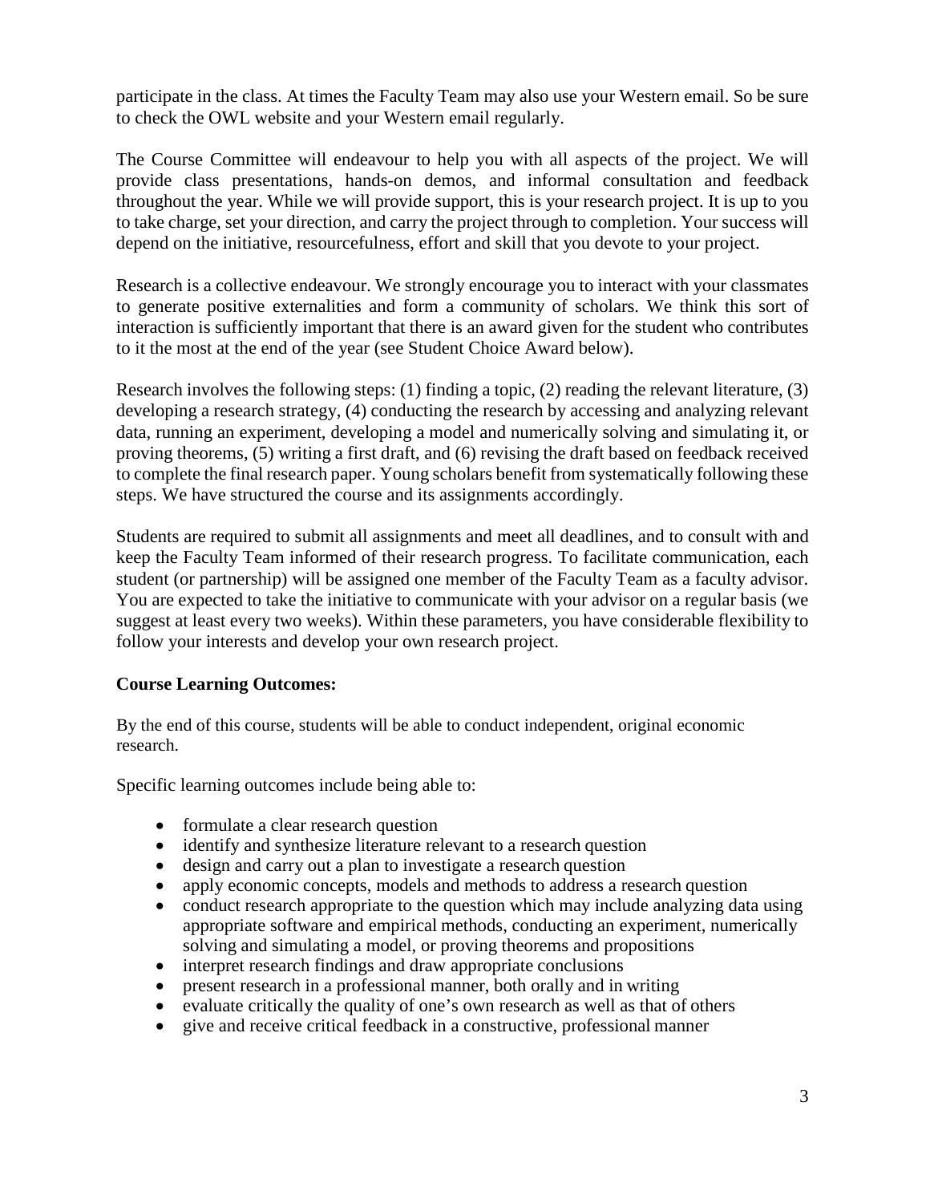participate in the class. At times the Faculty Team may also use your Western email. So be sure to check the OWL website and your Western email regularly.

The Course Committee will endeavour to help you with all aspects of the project. We will provide class presentations, hands-on demos, and informal consultation and feedback throughout the year. While we will provide support, this is your research project. It is up to you to take charge, set your direction, and carry the project through to completion. Your success will depend on the initiative, resourcefulness, effort and skill that you devote to your project.

Research is a collective endeavour. We strongly encourage you to interact with your classmates to generate positive externalities and form a community of scholars. We think this sort of interaction is sufficiently important that there is an award given for the student who contributes to it the most at the end of the year (see Student Choice Award below).

Research involves the following steps: (1) finding a topic, (2) reading the relevant literature, (3) developing a research strategy, (4) conducting the research by accessing and analyzing relevant data, running an experiment, developing a model and numerically solving and simulating it, or proving theorems, (5) writing a first draft, and (6) revising the draft based on feedback received to complete the final research paper. Young scholars benefit from systematically following these steps. We have structured the course and its assignments accordingly.

Students are required to submit all assignments and meet all deadlines, and to consult with and keep the Faculty Team informed of their research progress. To facilitate communication, each student (or partnership) will be assigned one member of the Faculty Team as a faculty advisor. You are expected to take the initiative to communicate with your advisor on a regular basis (we suggest at least every two weeks). Within these parameters, you have considerable flexibility to follow your interests and develop your own research project.

**Course Learning Outcomes:**

By the end of this course, students will be able to conduct independent, original economic research.

Specific learning outcomes include being able to:

- formulate a clear research question
- identify and synthesize literature relevant to a research question
- design and carry out a plan to investigate a research question
- apply economic concepts, models and methods to address a research question
- conduct research appropriate to the question which may include analyzing data using appropriate software and empirical methods, conducting an experiment, numerically solving and simulating a model, or proving theorems and propositions
- interpret research findings and draw appropriate conclusions
- present research in a professional manner, both orally and in writing
- evaluate critically the quality of one's own research as well as that of others
- give and receive critical feedback in a constructive, professional manner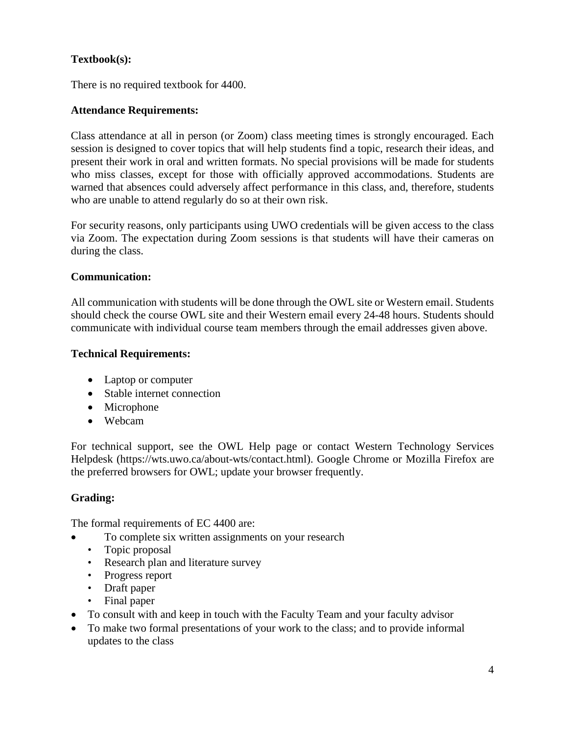**Textbook(s):**

There is no required textbook for 4400.

**Attendance Requirements:**

Class attendance at all in person (or Zoom) class meeting times is strongly encouraged. Each session is designed to cover topics that will help students find a topic, research their ideas, and present their work in oral and written formats. No special provisions will be made for students who miss classes, except for those with officially approved accommodations. Students are warned that absences could adversely affect performance in this class, and, therefore, students who are unable to attend regularly do so at their own risk.

For security reasons, only participants using UWO credentials will be given access to the class via Zoom. The expectation during Zoom sessions is that students will have their cameras on during the class.

**Communication:**

All communication with students will be done through the OWL site or Western email. Students should check the course OWL site and their Western email every 24-48 hours. Students should communicate with individual course team members through the email addresses given above.

**Technical Requirements:**

- Laptop or computer
- Stable internet connection
- Microphone
- Webcam

For technical support, see the OWL Help page or contact Western Technology Services Helpdesk (https://wts.uwo.ca/about-wts/contact.html). Google Chrome or Mozilla Firefox are the preferred browsers for OWL; update your browser frequently.

**Grading:**

The formal requirements of EC 4400 are:

- To complete six written assignments on your research
  - Topic proposal
  - Research plan and literature survey
  - Progress report
  - Draft paper
  - Final paper
- To consult with and keep in touch with the Faculty Team and your faculty advisor
- To make two formal presentations of your work to the class; and to provide informal updates to the class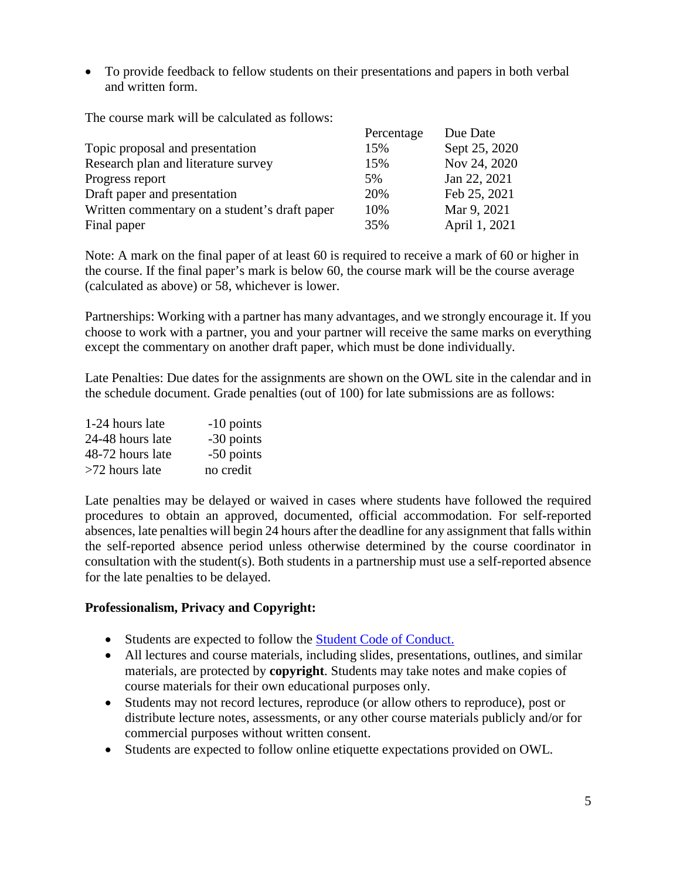- To provide feedback to fellow students on their presentations and papers in both verbal and written form.

The course mark will be calculated as follows:

| | Percentage | Due Date |
|---|---|---|
| Topic proposal and presentation | 15% | Sept 25, 2020 |
| Research plan and literature survey | 15% | Nov 24, 2020 |
| Progress report | 5% | Jan 22, 2021 |
| Draft paper and presentation | 20% | Feb 25, 2021 |
| Written commentary on a student's draft paper | 10% | Mar 9, 2021 |
| Final paper | 35% | April 1, 2021 |

Note: A mark on the final paper of at least 60 is required to receive a mark of 60 or higher in the course. If the final paper's mark is below 60, the course mark will be the course average (calculated as above) or 58, whichever is lower.

Partnerships: Working with a partner has many advantages, and we strongly encourage it. If you choose to work with a partner, you and your partner will receive the same marks on everything except the commentary on another draft paper, which must be done individually.

Late Penalties: Due dates for the assignments are shown on the OWL site in the calendar and in the schedule document. Grade penalties (out of 100) for late submissions are as follows:

| | |
|---|---|
| 1-24 hours late | -10 points |
| 24-48 hours late | -30 points |
| 48-72 hours late | -50 points |
| >72 hours late | no credit |

Late penalties may be delayed or waived in cases where students have followed the required procedures to obtain an approved, documented, official accommodation. For self-reported absences, late penalties will begin 24 hours after the deadline for any assignment that falls within the self-reported absence period unless otherwise determined by the course coordinator in consultation with the student(s). Both students in a partnership must use a self-reported absence for the late penalties to be delayed.

**Professionalism, Privacy and Copyright:**

- Students are expected to follow the Student Code of Conduct.
- All lectures and course materials, including slides, presentations, outlines, and similar materials, are protected by **copyright**. Students may take notes and make copies of course materials for their own educational purposes only.
- Students may not record lectures, reproduce (or allow others to reproduce), post or distribute lecture notes, assessments, or any other course materials publicly and/or for commercial purposes without written consent.
- Students are expected to follow online etiquette expectations provided on OWL.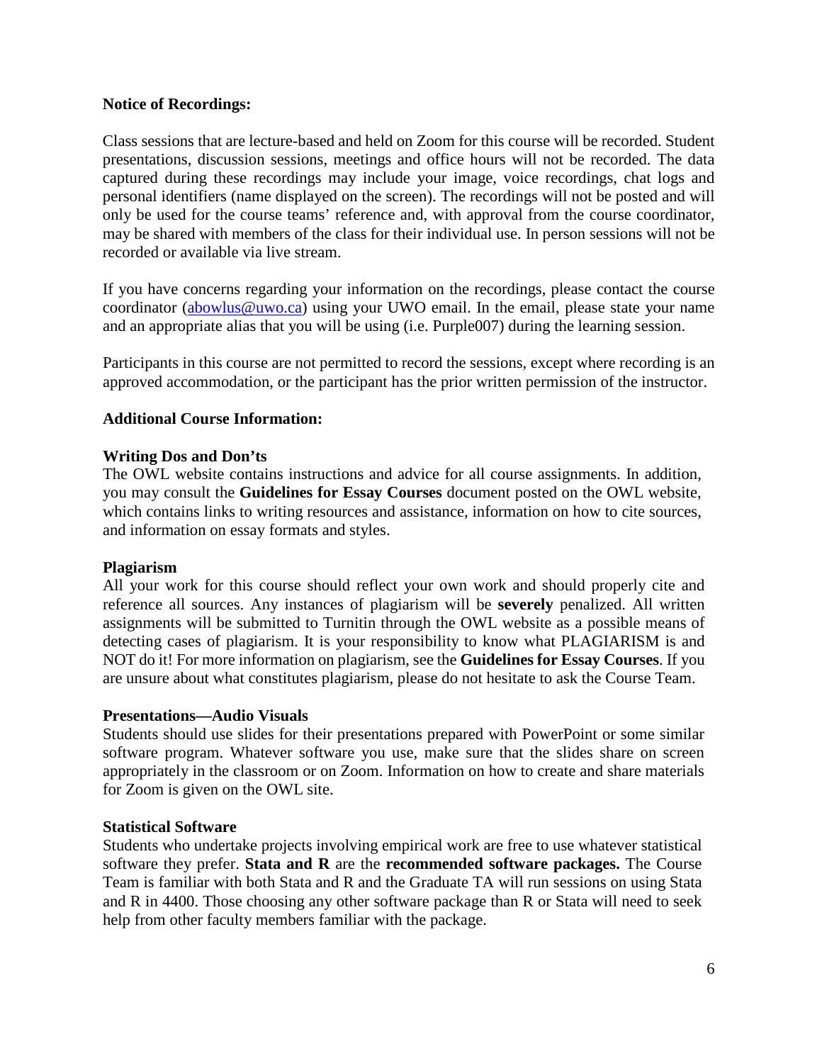**Notice of Recordings:**

Class sessions that are lecture-based and held on Zoom for this course will be recorded. Student presentations, discussion sessions, meetings and office hours will not be recorded. The data captured during these recordings may include your image, voice recordings, chat logs and personal identifiers (name displayed on the screen). The recordings will not be posted and will only be used for the course teams' reference and, with approval from the course coordinator, may be shared with members of the class for their individual use. In person sessions will not be recorded or available via live stream.

If you have concerns regarding your information on the recordings, please contact the course coordinator (abowlus@uwo.ca) using your UWO email. In the email, please state your name and an appropriate alias that you will be using (i.e. Purple007) during the learning session.

Participants in this course are not permitted to record the sessions, except where recording is an approved accommodation, or the participant has the prior written permission of the instructor.

**Additional Course Information:**

**Writing Dos and Don'ts**
The OWL website contains instructions and advice for all course assignments. In addition, you may consult the **Guidelines for Essay Courses** document posted on the OWL website, which contains links to writing resources and assistance, information on how to cite sources, and information on essay formats and styles.

**Plagiarism**
All your work for this course should reflect your own work and should properly cite and reference all sources. Any instances of plagiarism will be **severely** penalized. All written assignments will be submitted to Turnitin through the OWL website as a possible means of detecting cases of plagiarism. It is your responsibility to know what PLAGIARISM is and NOT do it! For more information on plagiarism, see the **Guidelines for Essay Courses**. If you are unsure about what constitutes plagiarism, please do not hesitate to ask the Course Team.

**Presentations—Audio Visuals**
Students should use slides for their presentations prepared with PowerPoint or some similar software program. Whatever software you use, make sure that the slides share on screen appropriately in the classroom or on Zoom. Information on how to create and share materials for Zoom is given on the OWL site.

**Statistical Software**
Students who undertake projects involving empirical work are free to use whatever statistical software they prefer. **Stata and R** are the **recommended software packages.** The Course Team is familiar with both Stata and R and the Graduate TA will run sessions on using Stata and R in 4400. Those choosing any other software package than R or Stata will need to seek help from other faculty members familiar with the package.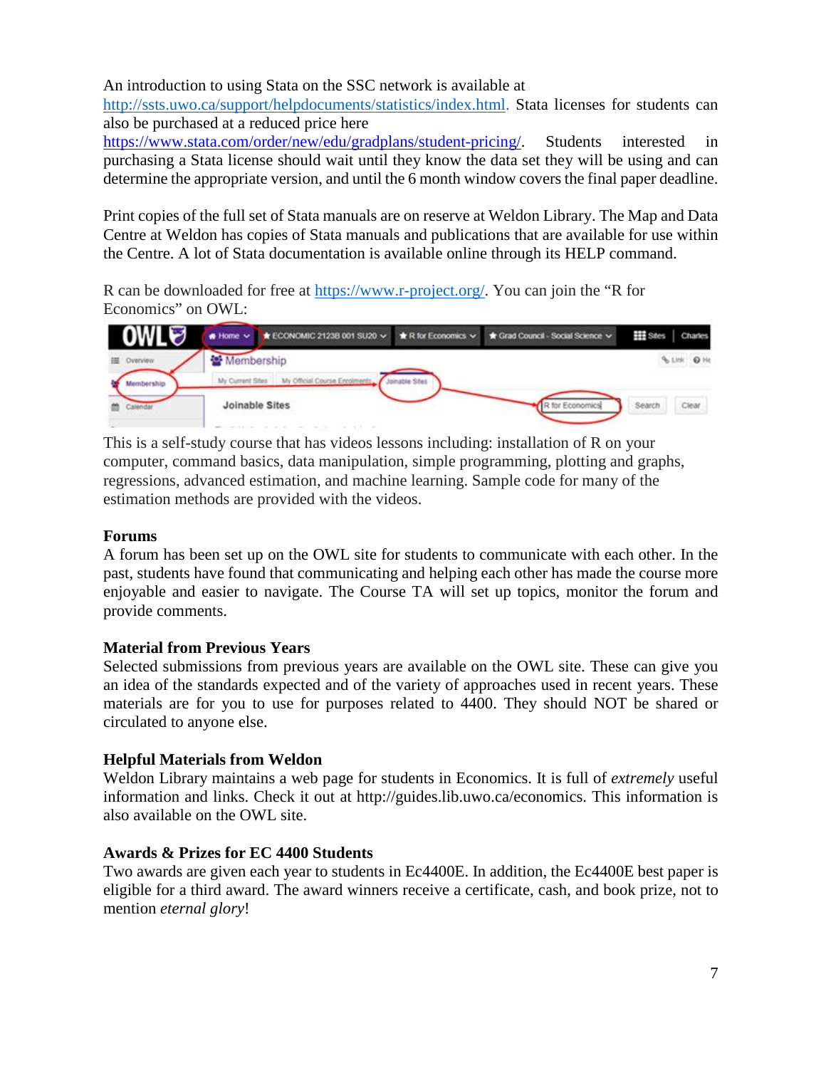An introduction to using Stata on the SSC network is available at http://ssts.uwo.ca/support/helpdocuments/statistics/index.html. Stata licenses for students can also be purchased at a reduced price here https://www.stata.com/order/new/edu/gradplans/student-pricing/. Students interested in purchasing a Stata license should wait until they know the data set they will be using and can determine the appropriate version, and until the 6 month window covers the final paper deadline.

Print copies of the full set of Stata manuals are on reserve at Weldon Library. The Map and Data Centre at Weldon has copies of Stata manuals and publications that are available for use within the Centre. A lot of Stata documentation is available online through its HELP command.

R can be downloaded for free at https://www.r-project.org/. You can join the "R for Economics" on OWL:

This is a self-study course that has videos lessons including: installation of R on your computer, command basics, data manipulation, simple programming, plotting and graphs, regressions, advanced estimation, and machine learning. Sample code for many of the estimation methods are provided with the videos.

### Forums

A forum has been set up on the OWL site for students to communicate with each other. In the past, students have found that communicating and helping each other has made the course more enjoyable and easier to navigate. The Course TA will set up topics, monitor the forum and provide comments.

### Material from Previous Years

Selected submissions from previous years are available on the OWL site. These can give you an idea of the standards expected and of the variety of approaches used in recent years. These materials are for you to use for purposes related to 4400. They should NOT be shared or circulated to anyone else.

### Helpful Materials from Weldon

Weldon Library maintains a web page for students in Economics. It is full of *extremely* useful information and links. Check it out at http://guides.lib.uwo.ca/economics. This information is also available on the OWL site.

### Awards & Prizes for EC 4400 Students

Two awards are given each year to students in Ec4400E. In addition, the Ec4400E best paper is eligible for a third award. The award winners receive a certificate, cash, and book prize, not to mention *eternal glory*!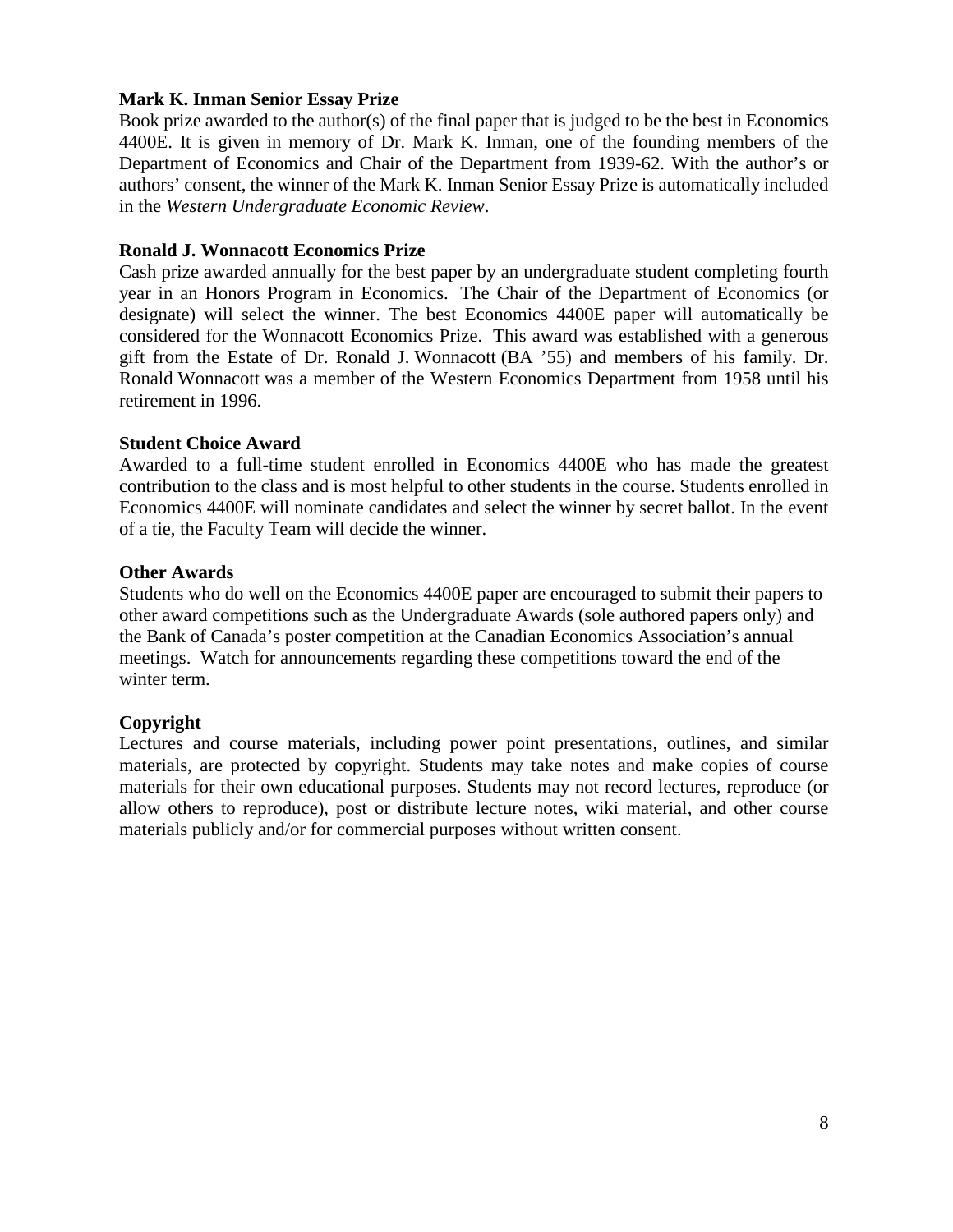**Mark K. Inman Senior Essay Prize**

Book prize awarded to the author(s) of the final paper that is judged to be the best in Economics 4400E. It is given in memory of Dr. Mark K. Inman, one of the founding members of the Department of Economics and Chair of the Department from 1939-62. With the author's or authors' consent, the winner of the Mark K. Inman Senior Essay Prize is automatically included in the *Western Undergraduate Economic Review*.

**Ronald J. Wonnacott Economics Prize**

Cash prize awarded annually for the best paper by an undergraduate student completing fourth year in an Honors Program in Economics. The Chair of the Department of Economics (or designate) will select the winner. The best Economics 4400E paper will automatically be considered for the Wonnacott Economics Prize. This award was established with a generous gift from the Estate of Dr. Ronald J. Wonnacott (BA '55) and members of his family. Dr. Ronald Wonnacott was a member of the Western Economics Department from 1958 until his retirement in 1996.

**Student Choice Award**

Awarded to a full-time student enrolled in Economics 4400E who has made the greatest contribution to the class and is most helpful to other students in the course. Students enrolled in Economics 4400E will nominate candidates and select the winner by secret ballot. In the event of a tie, the Faculty Team will decide the winner.

**Other Awards**

Students who do well on the Economics 4400E paper are encouraged to submit their papers to other award competitions such as the Undergraduate Awards (sole authored papers only) and the Bank of Canada's poster competition at the Canadian Economics Association's annual meetings. Watch for announcements regarding these competitions toward the end of the winter term.

**Copyright**

Lectures and course materials, including power point presentations, outlines, and similar materials, are protected by copyright. Students may take notes and make copies of course materials for their own educational purposes. Students may not record lectures, reproduce (or allow others to reproduce), post or distribute lecture notes, wiki material, and other course materials publicly and/or for commercial purposes without written consent.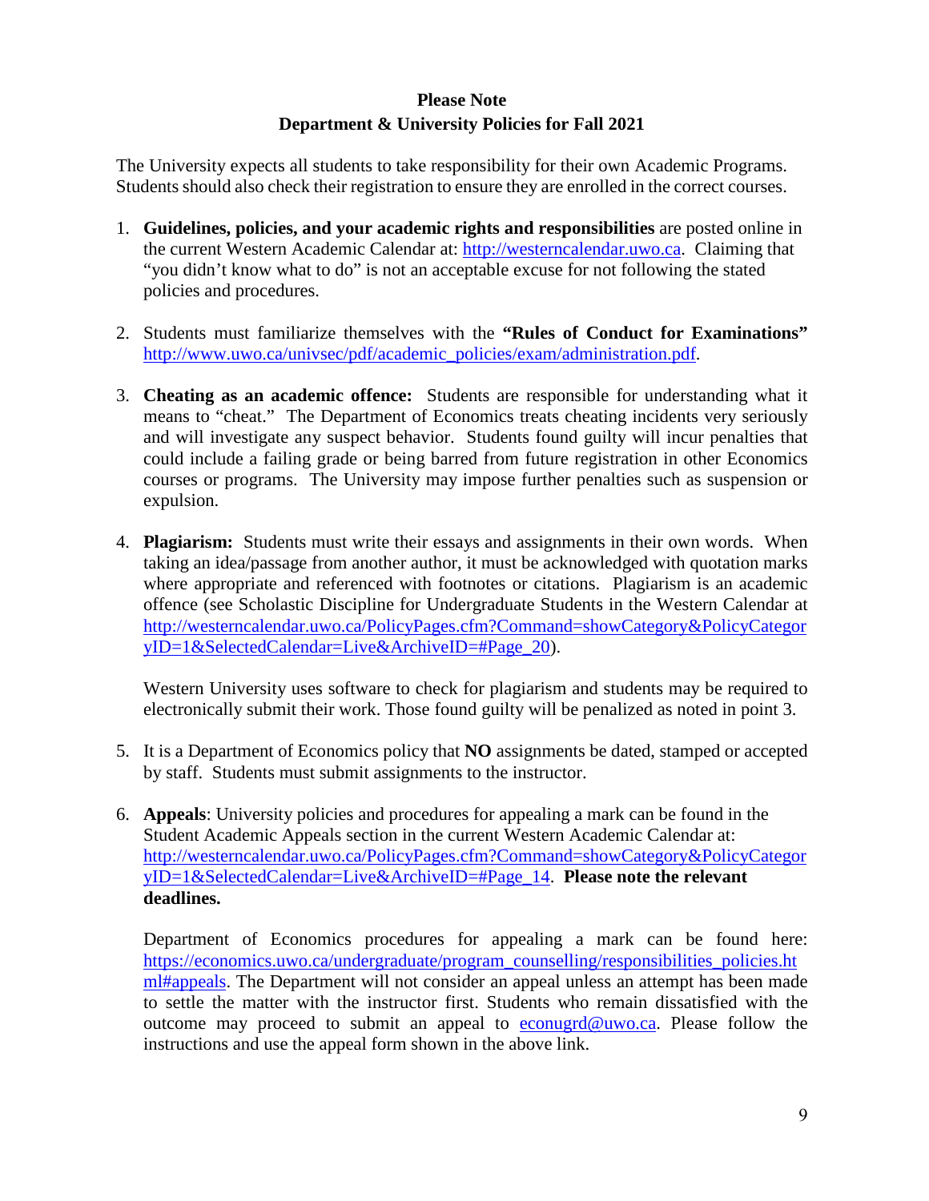**Please Note**
**Department & University Policies for Fall 2021**

The University expects all students to take responsibility for their own Academic Programs. Students should also check their registration to ensure they are enrolled in the correct courses.

1. **Guidelines, policies, and your academic rights and responsibilities** are posted online in the current Western Academic Calendar at: http://westerncalendar.uwo.ca. Claiming that "you didn't know what to do" is not an acceptable excuse for not following the stated policies and procedures.

2. Students must familiarize themselves with the **"Rules of Conduct for Examinations"** http://www.uwo.ca/univsec/pdf/academic_policies/exam/administration.pdf.

3. **Cheating as an academic offence:** Students are responsible for understanding what it means to "cheat." The Department of Economics treats cheating incidents very seriously and will investigate any suspect behavior. Students found guilty will incur penalties that could include a failing grade or being barred from future registration in other Economics courses or programs. The University may impose further penalties such as suspension or expulsion.

4. **Plagiarism:** Students must write their essays and assignments in their own words. When taking an idea/passage from another author, it must be acknowledged with quotation marks where appropriate and referenced with footnotes or citations. Plagiarism is an academic offence (see Scholastic Discipline for Undergraduate Students in the Western Calendar at http://westerncalendar.uwo.ca/PolicyPages.cfm?Command=showCategory&PolicyCategoryID=1&SelectedCalendar=Live&ArchiveID=#Page_20).

   Western University uses software to check for plagiarism and students may be required to electronically submit their work. Those found guilty will be penalized as noted in point 3.

5. It is a Department of Economics policy that **NO** assignments be dated, stamped or accepted by staff. Students must submit assignments to the instructor.

6. **Appeals**: University policies and procedures for appealing a mark can be found in the Student Academic Appeals section in the current Western Academic Calendar at: http://westerncalendar.uwo.ca/PolicyPages.cfm?Command=showCategory&PolicyCategoryID=1&SelectedCalendar=Live&ArchiveID=#Page_14. **Please note the relevant deadlines.**

   Department of Economics procedures for appealing a mark can be found here: https://economics.uwo.ca/undergraduate/program_counselling/responsibilities_policies.html#appeals. The Department will not consider an appeal unless an attempt has been made to settle the matter with the instructor first. Students who remain dissatisfied with the outcome may proceed to submit an appeal to econugrd@uwo.ca. Please follow the instructions and use the appeal form shown in the above link.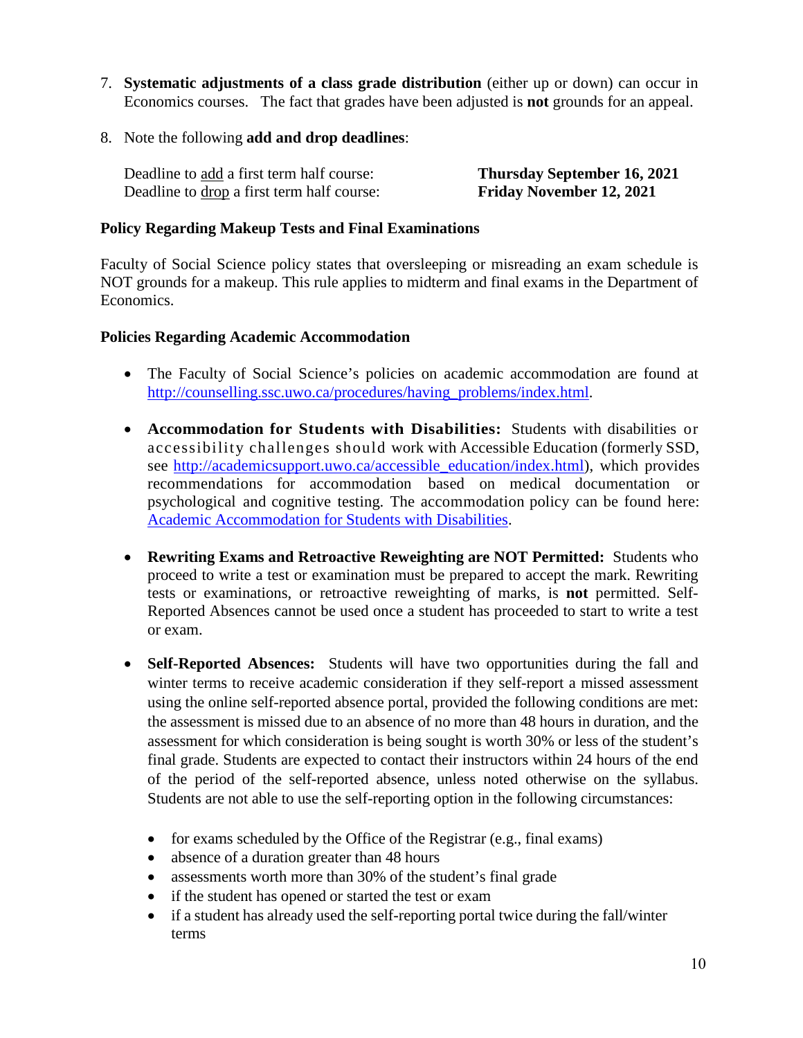7. **Systematic adjustments of a class grade distribution** (either up or down) can occur in Economics courses. The fact that grades have been adjusted is **not** grounds for an appeal.

8. Note the following **add and drop deadlines**:

   Deadline to add a first term half course: **Thursday September 16, 2021**
   Deadline to drop a first term half course: **Friday November 12, 2021**

**Policy Regarding Makeup Tests and Final Examinations**

Faculty of Social Science policy states that oversleeping or misreading an exam schedule is NOT grounds for a makeup. This rule applies to midterm and final exams in the Department of Economics.

**Policies Regarding Academic Accommodation**

- The Faculty of Social Science's policies on academic accommodation are found at http://counselling.ssc.uwo.ca/procedures/having_problems/index.html.

- **Accommodation for Students with Disabilities:** Students with disabilities or accessibility challenges should work with Accessible Education (formerly SSD, see http://academicsupport.uwo.ca/accessible_education/index.html), which provides recommendations for accommodation based on medical documentation or psychological and cognitive testing. The accommodation policy can be found here: Academic Accommodation for Students with Disabilities.

- **Rewriting Exams and Retroactive Reweighting are NOT Permitted:** Students who proceed to write a test or examination must be prepared to accept the mark. Rewriting tests or examinations, or retroactive reweighting of marks, is **not** permitted. Self-Reported Absences cannot be used once a student has proceeded to start to write a test or exam.

- **Self-Reported Absences:** Students will have two opportunities during the fall and winter terms to receive academic consideration if they self-report a missed assessment using the online self-reported absence portal, provided the following conditions are met: the assessment is missed due to an absence of no more than 48 hours in duration, and the assessment for which consideration is being sought is worth 30% or less of the student's final grade. Students are expected to contact their instructors within 24 hours of the end of the period of the self-reported absence, unless noted otherwise on the syllabus. Students are not able to use the self-reporting option in the following circumstances:

  - for exams scheduled by the Office of the Registrar (e.g., final exams)
  - absence of a duration greater than 48 hours
  - assessments worth more than 30% of the student's final grade
  - if the student has opened or started the test or exam
  - if a student has already used the self-reporting portal twice during the fall/winter terms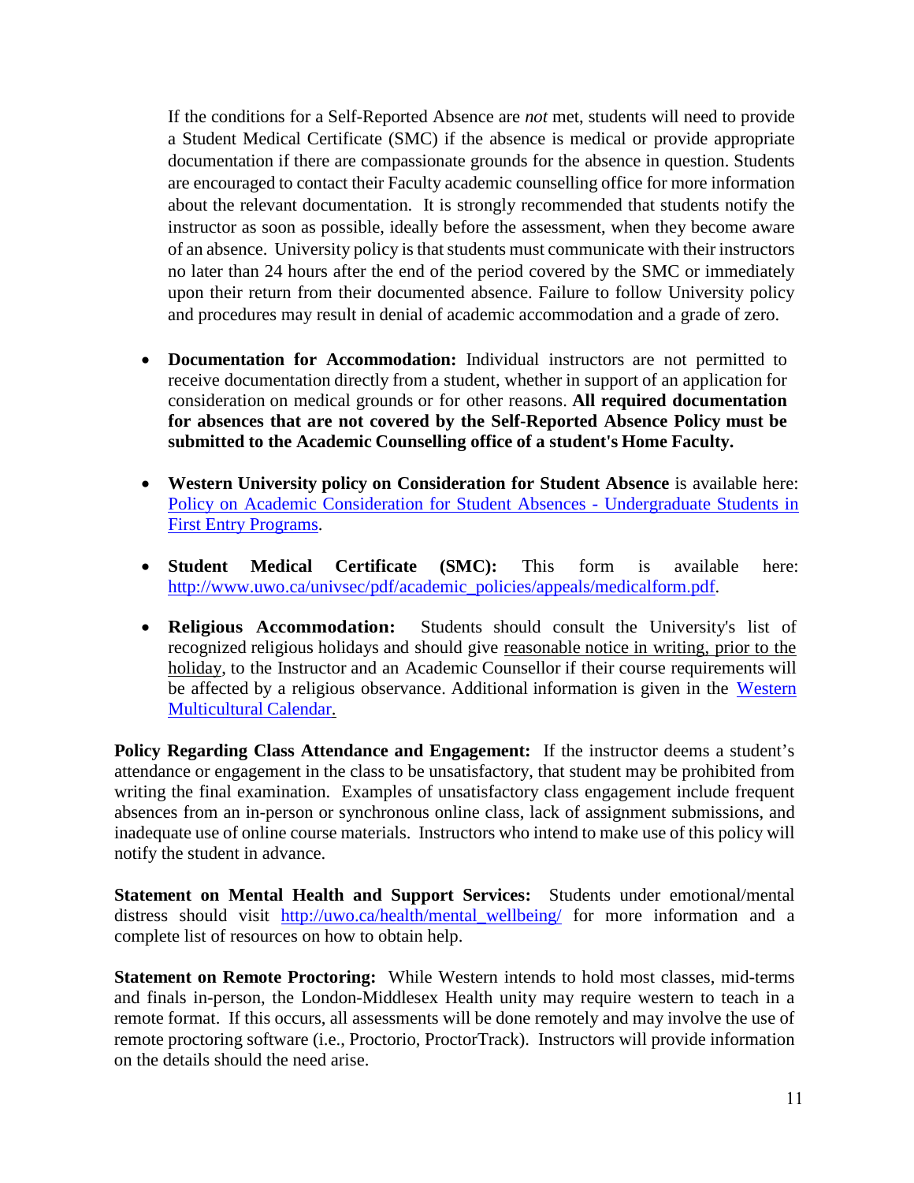If the conditions for a Self-Reported Absence are *not* met, students will need to provide a Student Medical Certificate (SMC) if the absence is medical or provide appropriate documentation if there are compassionate grounds for the absence in question. Students are encouraged to contact their Faculty academic counselling office for more information about the relevant documentation. It is strongly recommended that students notify the instructor as soon as possible, ideally before the assessment, when they become aware of an absence. University policy is that students must communicate with their instructors no later than 24 hours after the end of the period covered by the SMC or immediately upon their return from their documented absence. Failure to follow University policy and procedures may result in denial of academic accommodation and a grade of zero.

- **Documentation for Accommodation:** Individual instructors are not permitted to receive documentation directly from a student, whether in support of an application for consideration on medical grounds or for other reasons. **All required documentation for absences that are not covered by the Self-Reported Absence Policy must be submitted to the Academic Counselling office of a student's Home Faculty.**

- **Western University policy on Consideration for Student Absence** is available here: [Policy on Academic Consideration for Student Absences - Undergraduate Students in First Entry Programs](#).

- **Student Medical Certificate (SMC):** This form is available here: [http://www.uwo.ca/univsec/pdf/academic_policies/appeals/medicalform.pdf](http://www.uwo.ca/univsec/pdf/academic_policies/appeals/medicalform.pdf).

- **Religious Accommodation:** Students should consult the University's list of recognized religious holidays and should give reasonable notice in writing, prior to the holiday, to the Instructor and an Academic Counsellor if their course requirements will be affected by a religious observance. Additional information is given in the [Western Multicultural Calendar.](#)

**Policy Regarding Class Attendance and Engagement:** If the instructor deems a student's attendance or engagement in the class to be unsatisfactory, that student may be prohibited from writing the final examination. Examples of unsatisfactory class engagement include frequent absences from an in-person or synchronous online class, lack of assignment submissions, and inadequate use of online course materials. Instructors who intend to make use of this policy will notify the student in advance.

**Statement on Mental Health and Support Services:** Students under emotional/mental distress should visit [http://uwo.ca/health/mental_wellbeing/](http://uwo.ca/health/mental_wellbeing/) for more information and a complete list of resources on how to obtain help.

**Statement on Remote Proctoring:** While Western intends to hold most classes, mid-terms and finals in-person, the London-Middlesex Health unity may require western to teach in a remote format. If this occurs, all assessments will be done remotely and may involve the use of remote proctoring software (i.e., Proctorio, ProctorTrack). Instructors will provide information on the details should the need arise.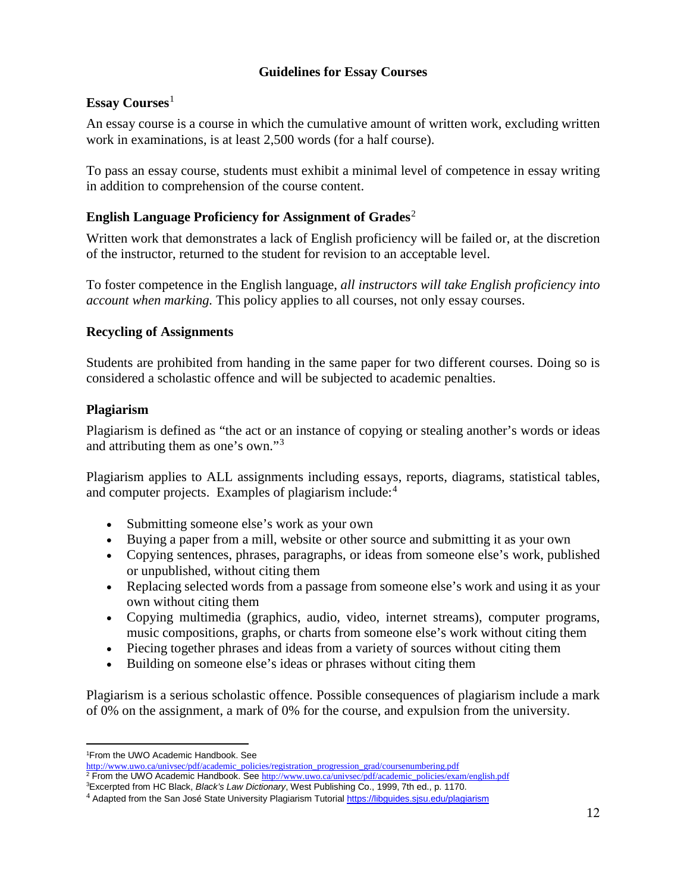# Guidelines for Essay Courses

## Essay Courses[1]

An essay course is a course in which the cumulative amount of written work, excluding written work in examinations, is at least 2,500 words (for a half course).

To pass an essay course, students must exhibit a minimal level of competence in essay writing in addition to comprehension of the course content.

## English Language Proficiency for Assignment of Grades[2]

Written work that demonstrates a lack of English proficiency will be failed or, at the discretion of the instructor, returned to the student for revision to an acceptable level.

To foster competence in the English language, *all instructors will take English proficiency into account when marking.* This policy applies to all courses, not only essay courses.

## Recycling of Assignments

Students are prohibited from handing in the same paper for two different courses. Doing so is considered a scholastic offence and will be subjected to academic penalties.

## Plagiarism

Plagiarism is defined as "the act or an instance of copying or stealing another's words or ideas and attributing them as one's own."[3]

Plagiarism applies to ALL assignments including essays, reports, diagrams, statistical tables, and computer projects. Examples of plagiarism include:[4]

- Submitting someone else's work as your own
- Buying a paper from a mill, website or other source and submitting it as your own
- Copying sentences, phrases, paragraphs, or ideas from someone else's work, published or unpublished, without citing them
- Replacing selected words from a passage from someone else's work and using it as your own without citing them
- Copying multimedia (graphics, audio, video, internet streams), computer programs, music compositions, graphs, or charts from someone else's work without citing them
- Piecing together phrases and ideas from a variety of sources without citing them
- Building on someone else's ideas or phrases without citing them

Plagiarism is a serious scholastic offence. Possible consequences of plagiarism include a mark of 0% on the assignment, a mark of 0% for the course, and expulsion from the university.

---

[1] From the UWO Academic Handbook. See http://www.uwo.ca/univsec/pdf/academic_policies/registration_progression_grad/coursenumbering.pdf

[2] From the UWO Academic Handbook. See http://www.uwo.ca/univsec/pdf/academic_policies/exam/english.pdf

[3] Excerpted from HC Black, *Black's Law Dictionary*, West Publishing Co., 1999, 7th ed., p. 1170.

[4] Adapted from the San José State University Plagiarism Tutorial https://libguides.sjsu.edu/plagiarism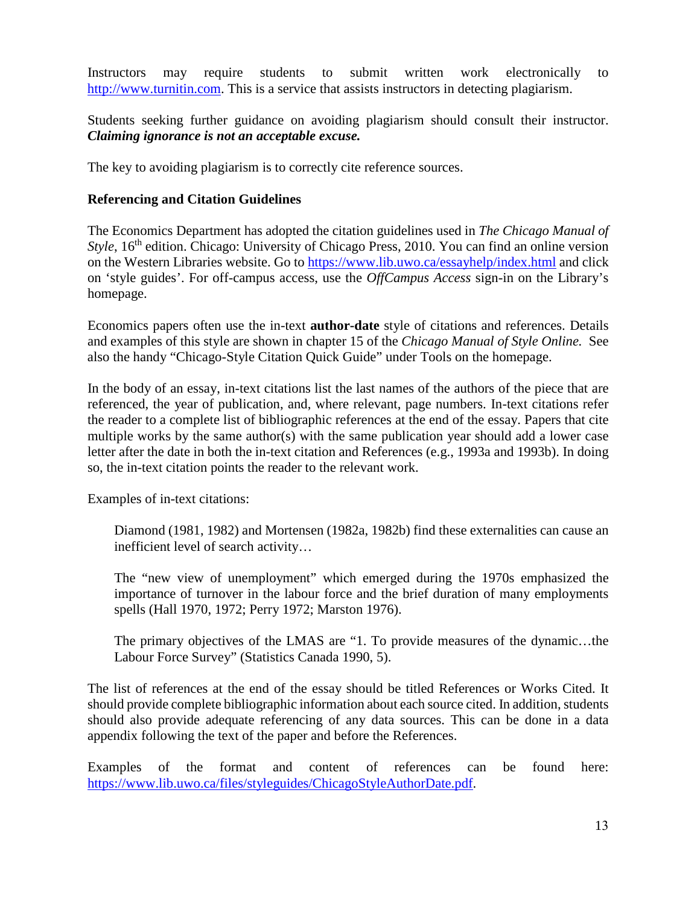Instructors may require students to submit written work electronically to [http://www.turnitin.com](http://www.turnitin.com). This is a service that assists instructors in detecting plagiarism.

Students seeking further guidance on avoiding plagiarism should consult their instructor. ***Claiming ignorance is not an acceptable excuse.***

The key to avoiding plagiarism is to correctly cite reference sources.

**Referencing and Citation Guidelines**

The Economics Department has adopted the citation guidelines used in *The Chicago Manual of Style*, 16th edition. Chicago: University of Chicago Press, 2010. You can find an online version on the Western Libraries website. Go to [https://www.lib.uwo.ca/essayhelp/index.html](https://www.lib.uwo.ca/essayhelp/index.html) and click on 'style guides'. For off-campus access, use the *OffCampus Access* sign-in on the Library's homepage.

Economics papers often use the in-text **author-date** style of citations and references. Details and examples of this style are shown in chapter 15 of the *Chicago Manual of Style Online.* See also the handy "Chicago-Style Citation Quick Guide" under Tools on the homepage.

In the body of an essay, in-text citations list the last names of the authors of the piece that are referenced, the year of publication, and, where relevant, page numbers. In-text citations refer the reader to a complete list of bibliographic references at the end of the essay. Papers that cite multiple works by the same author(s) with the same publication year should add a lower case letter after the date in both the in-text citation and References (e.g., 1993a and 1993b). In doing so, the in-text citation points the reader to the relevant work.

Examples of in-text citations:

> Diamond (1981, 1982) and Mortensen (1982a, 1982b) find these externalities can cause an inefficient level of search activity…
>
> The "new view of unemployment" which emerged during the 1970s emphasized the importance of turnover in the labour force and the brief duration of many employments spells (Hall 1970, 1972; Perry 1972; Marston 1976).
>
> The primary objectives of the LMAS are "1. To provide measures of the dynamic…the Labour Force Survey" (Statistics Canada 1990, 5).

The list of references at the end of the essay should be titled References or Works Cited. It should provide complete bibliographic information about each source cited. In addition, students should also provide adequate referencing of any data sources. This can be done in a data appendix following the text of the paper and before the References.

Examples of the format and content of references can be found here: [https://www.lib.uwo.ca/files/styleguides/ChicagoStyleAuthorDate.pdf](https://www.lib.uwo.ca/files/styleguides/ChicagoStyleAuthorDate.pdf).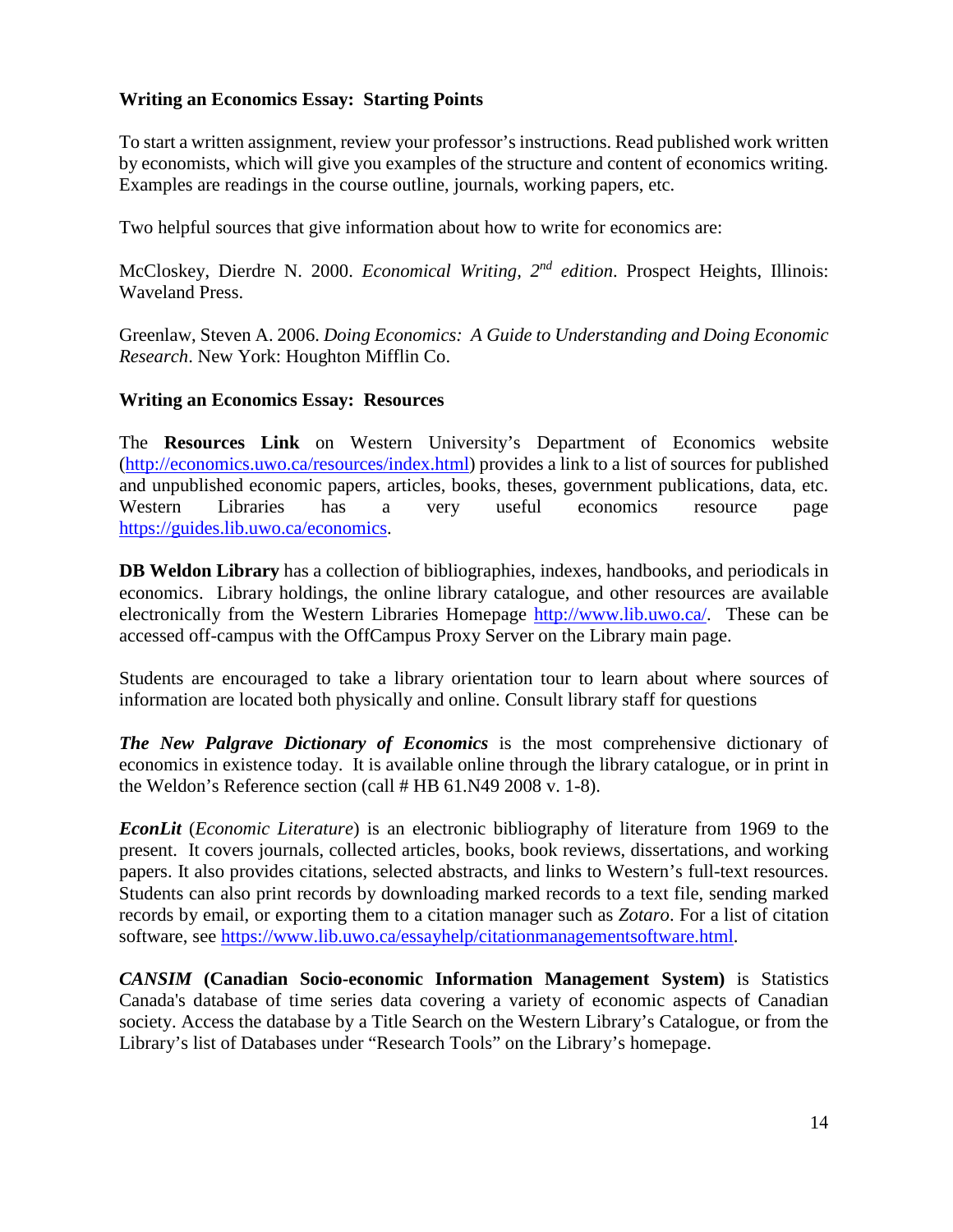**Writing an Economics Essay: Starting Points**

To start a written assignment, review your professor's instructions. Read published work written by economists, which will give you examples of the structure and content of economics writing. Examples are readings in the course outline, journals, working papers, etc.

Two helpful sources that give information about how to write for economics are:

McCloskey, Dierdre N. 2000. *Economical Writing, 2nd edition*. Prospect Heights, Illinois: Waveland Press.

Greenlaw, Steven A. 2006. *Doing Economics: A Guide to Understanding and Doing Economic Research*. New York: Houghton Mifflin Co.

**Writing an Economics Essay: Resources**

The **Resources Link** on Western University's Department of Economics website (http://economics.uwo.ca/resources/index.html) provides a link to a list of sources for published and unpublished economic papers, articles, books, theses, government publications, data, etc. Western Libraries has a very useful economics resource page https://guides.lib.uwo.ca/economics.

**DB Weldon Library** has a collection of bibliographies, indexes, handbooks, and periodicals in economics. Library holdings, the online library catalogue, and other resources are available electronically from the Western Libraries Homepage http://www.lib.uwo.ca/. These can be accessed off-campus with the OffCampus Proxy Server on the Library main page.

Students are encouraged to take a library orientation tour to learn about where sources of information are located both physically and online. Consult library staff for questions

***The New Palgrave Dictionary of Economics*** is the most comprehensive dictionary of economics in existence today. It is available online through the library catalogue, or in print in the Weldon's Reference section (call # HB 61.N49 2008 v. 1-8).

***EconLit*** (*Economic Literature*) is an electronic bibliography of literature from 1969 to the present. It covers journals, collected articles, books, book reviews, dissertations, and working papers. It also provides citations, selected abstracts, and links to Western's full-text resources. Students can also print records by downloading marked records to a text file, sending marked records by email, or exporting them to a citation manager such as *Zotaro*. For a list of citation software, see https://www.lib.uwo.ca/essayhelp/citationmanagementsoftware.html.

***CANSIM*** **(Canadian Socio-economic Information Management System)** is Statistics Canada's database of time series data covering a variety of economic aspects of Canadian society. Access the database by a Title Search on the Western Library's Catalogue, or from the Library's list of Databases under "Research Tools" on the Library's homepage.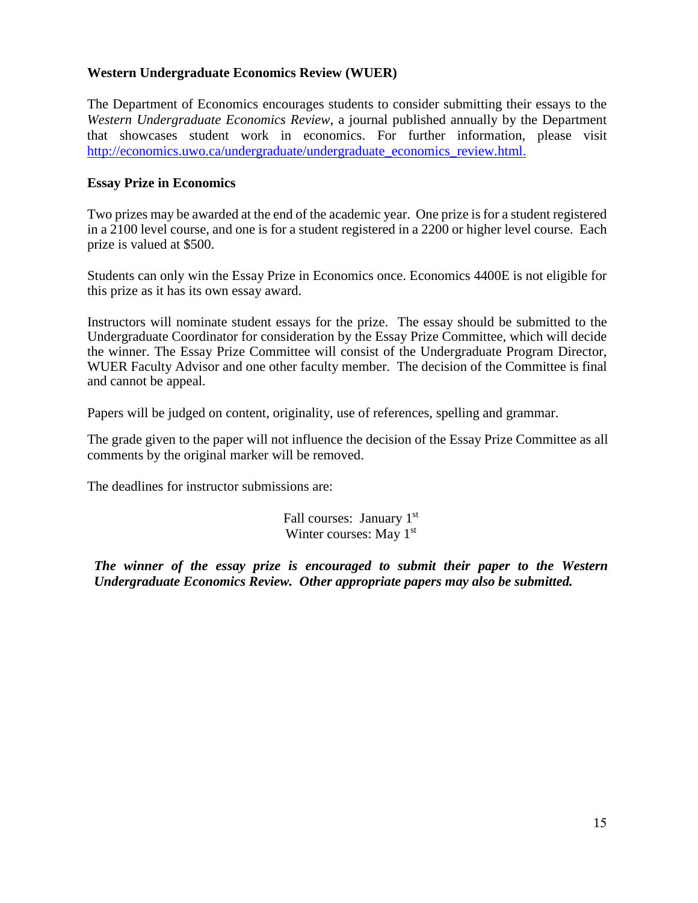**Western Undergraduate Economics Review (WUER)**

The Department of Economics encourages students to consider submitting their essays to the *Western Undergraduate Economics Review*, a journal published annually by the Department that showcases student work in economics. For further information, please visit [http://economics.uwo.ca/undergraduate/undergraduate_economics_review.html.](http://economics.uwo.ca/undergraduate/undergraduate_economics_review.html)

**Essay Prize in Economics**

Two prizes may be awarded at the end of the academic year. One prize is for a student registered in a 2100 level course, and one is for a student registered in a 2200 or higher level course. Each prize is valued at $500.

Students can only win the Essay Prize in Economics once. Economics 4400E is not eligible for this prize as it has its own essay award.

Instructors will nominate student essays for the prize. The essay should be submitted to the Undergraduate Coordinator for consideration by the Essay Prize Committee, which will decide the winner. The Essay Prize Committee will consist of the Undergraduate Program Director, WUER Faculty Advisor and one other faculty member. The decision of the Committee is final and cannot be appeal.

Papers will be judged on content, originality, use of references, spelling and grammar.

The grade given to the paper will not influence the decision of the Essay Prize Committee as all comments by the original marker will be removed.

The deadlines for instructor submissions are:

Fall courses: January 1st
Winter courses: May 1st

***The winner of the essay prize is encouraged to submit their paper to the Western Undergraduate Economics Review. Other appropriate papers may also be submitted.***